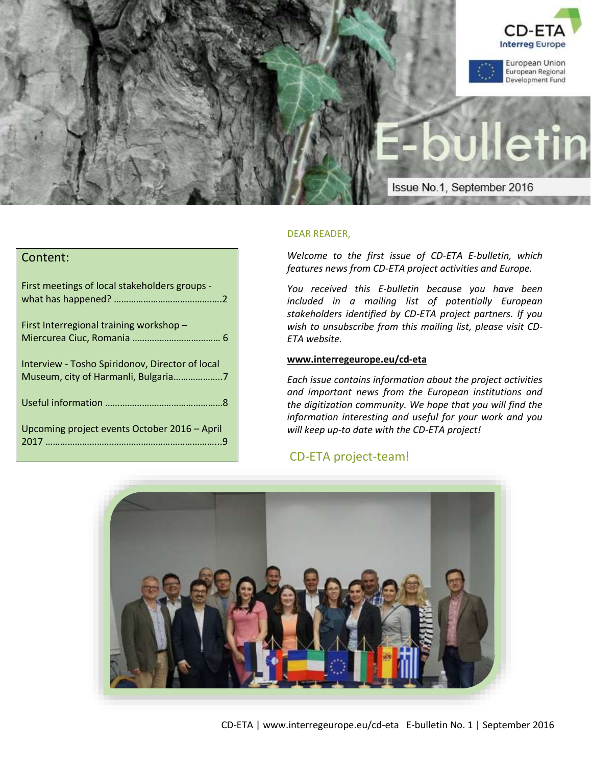CD-ETA
Interreg Europe

European Union
European Regional Development Fund

# E-bulletin

Issue No.1, September 2016

## Content:

First meetings of local stakeholders groups - what has happened? ……………………………………..2

First Interregional training workshop – Miercurea Ciuc, Romania ……………………………… 6

Interview - Tosho Spiridonov, Director of local Museum, city of Harmanli, Bulgaria………………..7

Useful information …………………………………………8

Upcoming project events October 2016 – April 2017 ……………………………………………………………..9

DEAR READER,

*Welcome to the first issue of CD-ETA E-bulletin, which features news from CD-ETA project activities and Europe.*

*You received this E-bulletin because you have been included in a mailing list of potentially European stakeholders identified by CD-ETA project partners. If you wish to unsubscribe from this mailing list, please visit CD-ETA website.*

**www.interregeurope.eu/cd-eta**

*Each issue contains information about the project activities and important news from the European institutions and the digitization community. We hope that you will find the information interesting and useful for your work and you will keep up-to date with the CD-ETA project!*

CD-ETA project-team!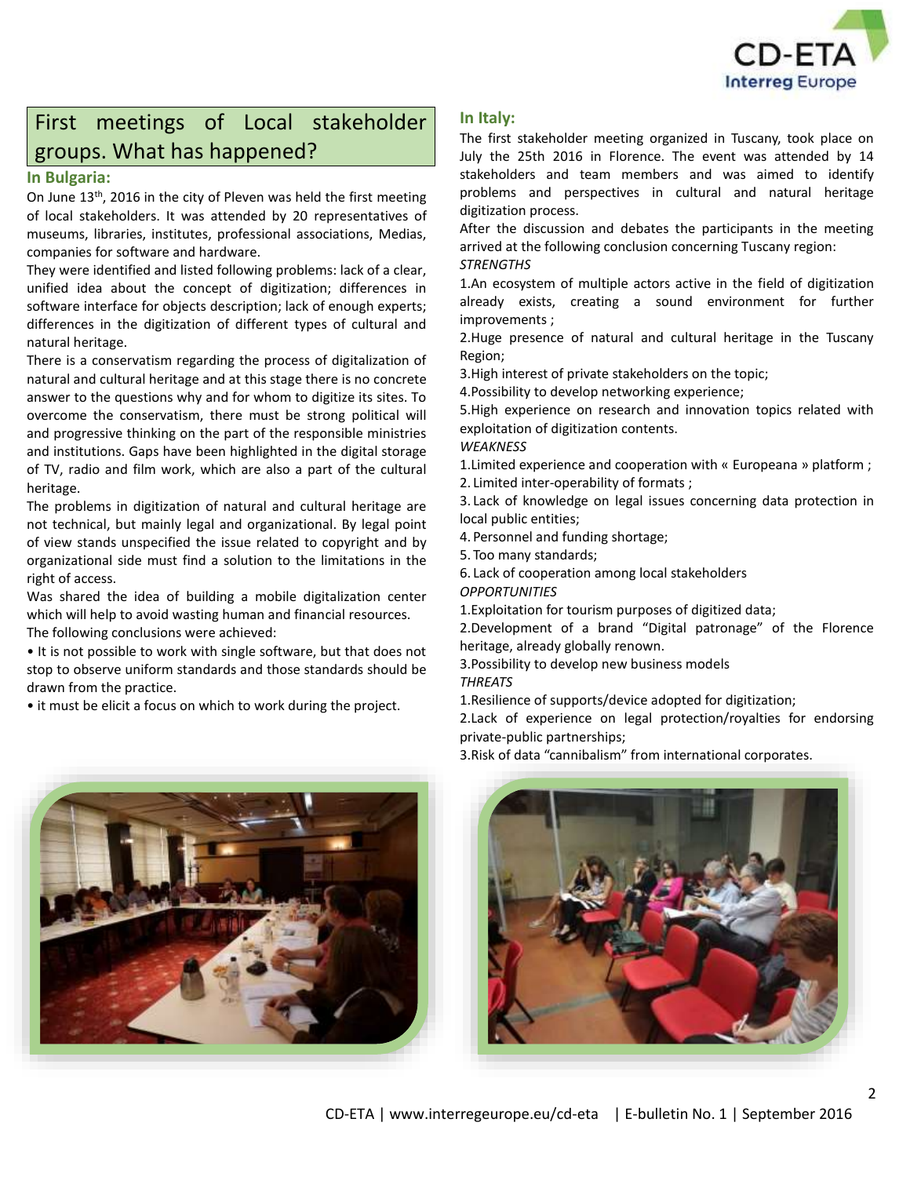## First meetings of Local stakeholder groups. What has happened?

### In Bulgaria:

On June 13th, 2016 in the city of Pleven was held the first meeting of local stakeholders. It was attended by 20 representatives of museums, libraries, institutes, professional associations, Medias, companies for software and hardware.

They were identified and listed following problems: lack of a clear, unified idea about the concept of digitization; differences in software interface for objects description; lack of enough experts; differences in the digitization of different types of cultural and natural heritage.

There is a conservatism regarding the process of digitalization of natural and cultural heritage and at this stage there is no concrete answer to the questions why and for whom to digitize its sites. To overcome the conservatism, there must be strong political will and progressive thinking on the part of the responsible ministries and institutions. Gaps have been highlighted in the digital storage of TV, radio and film work, which are also a part of the cultural heritage.

The problems in digitization of natural and cultural heritage are not technical, but mainly legal and organizational. By legal point of view stands unspecified the issue related to copyright and by organizational side must find a solution to the limitations in the right of access.

Was shared the idea of building a mobile digitalization center which will help to avoid wasting human and financial resources.

The following conclusions were achieved:

- It is not possible to work with single software, but that does not stop to observe uniform standards and those standards should be drawn from the practice.
- it must be elicit a focus on which to work during the project.

### In Italy:

The first stakeholder meeting organized in Tuscany, took place on July the 25th 2016 in Florence. The event was attended by 14 stakeholders and team members and was aimed to identify problems and perspectives in cultural and natural heritage digitization process.

After the discussion and debates the participants in the meeting arrived at the following conclusion concerning Tuscany region:

*STRENGTHS*

1. An ecosystem of multiple actors active in the field of digitization already exists, creating a sound environment for further improvements ;
2. Huge presence of natural and cultural heritage in the Tuscany Region;
3. High interest of private stakeholders on the topic;
4. Possibility to develop networking experience;
5. High experience on research and innovation topics related with exploitation of digitization contents.

*WEAKNESS*

1. Limited experience and cooperation with « Europeana » platform ;
2. Limited inter-operability of formats ;
3. Lack of knowledge on legal issues concerning data protection in local public entities;
4. Personnel and funding shortage;
5. Too many standards;
6. Lack of cooperation among local stakeholders

*OPPORTUNITIES*

1. Exploitation for tourism purposes of digitized data;
2. Development of a brand "Digital patronage" of the Florence heritage, already globally renown.
3. Possibility to develop new business models

*THREATS*

1. Resilience of supports/device adopted for digitization;
2. Lack of experience on legal protection/royalties for endorsing private-public partnerships;
3. Risk of data "cannibalism" from international corporates.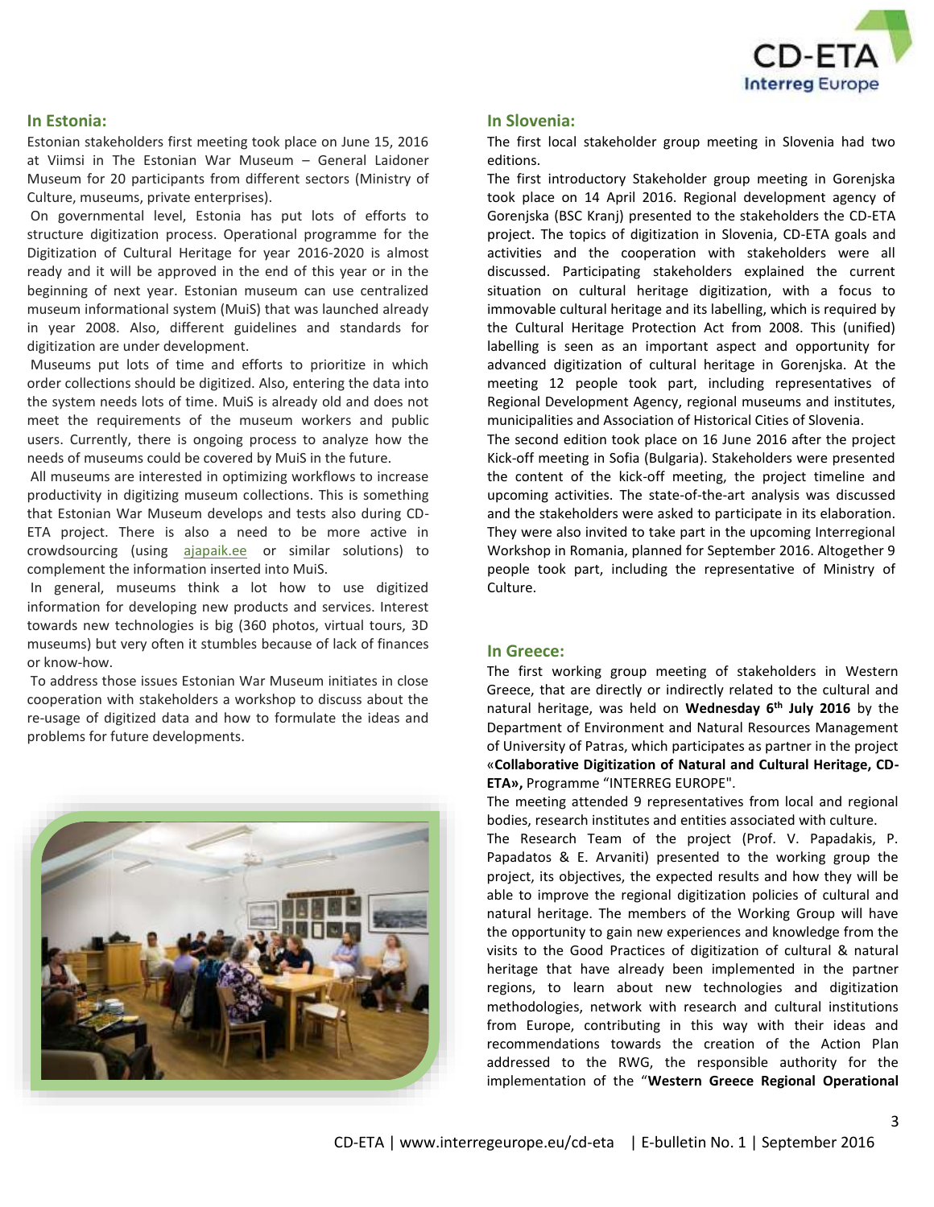## In Estonia:

Estonian stakeholders first meeting took place on June 15, 2016 at Viimsi in The Estonian War Museum – General Laidoner Museum for 20 participants from different sectors (Ministry of Culture, museums, private enterprises).

On governmental level, Estonia has put lots of efforts to structure digitization process. Operational programme for the Digitization of Cultural Heritage for year 2016-2020 is almost ready and it will be approved in the end of this year or in the beginning of next year. Estonian museum can use centralized museum informational system (MuiS) that was launched already in year 2008. Also, different guidelines and standards for digitization are under development.

Museums put lots of time and efforts to prioritize in which order collections should be digitized. Also, entering the data into the system needs lots of time. MuiS is already old and does not meet the requirements of the museum workers and public users. Currently, there is ongoing process to analyze how the needs of museums could be covered by MuiS in the future.

All museums are interested in optimizing workflows to increase productivity in digitizing museum collections. This is something that Estonian War Museum develops and tests also during CD-ETA project. There is also a need to be more active in crowdsourcing (using ajapaik.ee or similar solutions) to complement the information inserted into MuiS.

In general, museums think a lot how to use digitized information for developing new products and services. Interest towards new technologies is big (360 photos, virtual tours, 3D museums) but very often it stumbles because of lack of finances or know-how.

To address those issues Estonian War Museum initiates in close cooperation with stakeholders a workshop to discuss about the re-usage of digitized data and how to formulate the ideas and problems for future developments.

## In Slovenia:

The first local stakeholder group meeting in Slovenia had two editions.

The first introductory Stakeholder group meeting in Gorenjska took place on 14 April 2016. Regional development agency of Gorenjska (BSC Kranj) presented to the stakeholders the CD-ETA project. The topics of digitization in Slovenia, CD-ETA goals and activities and the cooperation with stakeholders were all discussed. Participating stakeholders explained the current situation on cultural heritage digitization, with a focus to immovable cultural heritage and its labelling, which is required by the Cultural Heritage Protection Act from 2008. This (unified) labelling is seen as an important aspect and opportunity for advanced digitization of cultural heritage in Gorenjska. At the meeting 12 people took part, including representatives of Regional Development Agency, regional museums and institutes, municipalities and Association of Historical Cities of Slovenia.

The second edition took place on 16 June 2016 after the project Kick-off meeting in Sofia (Bulgaria). Stakeholders were presented the content of the kick-off meeting, the project timeline and upcoming activities. The state-of-the-art analysis was discussed and the stakeholders were asked to participate in its elaboration. They were also invited to take part in the upcoming Interregional Workshop in Romania, planned for September 2016. Altogether 9 people took part, including the representative of Ministry of Culture.

## In Greece:

The first working group meeting of stakeholders in Western Greece, that are directly or indirectly related to the cultural and natural heritage, was held on **Wednesday 6th July 2016** by the Department of Environment and Natural Resources Management of University of Patras, which participates as partner in the project «**Collaborative Digitization of Natural and Cultural Heritage, CD-ETA»,** Programme "INTERREG EUROPE".

The meeting attended 9 representatives from local and regional bodies, research institutes and entities associated with culture.

The Research Team of the project (Prof. V. Papadakis, P. Papadatos & E. Arvaniti) presented to the working group the project, its objectives, the expected results and how they will be able to improve the regional digitization policies of cultural and natural heritage. The members of the Working Group will have the opportunity to gain new experiences and knowledge from the visits to the Good Practices of digitization of cultural & natural heritage that have already been implemented in the partner regions, to learn about new technologies and digitization methodologies, network with research and cultural institutions from Europe, contributing in this way with their ideas and recommendations towards the creation of the Action Plan addressed to the RWG, the responsible authority for the implementation of the "**Western Greece Regional Operational**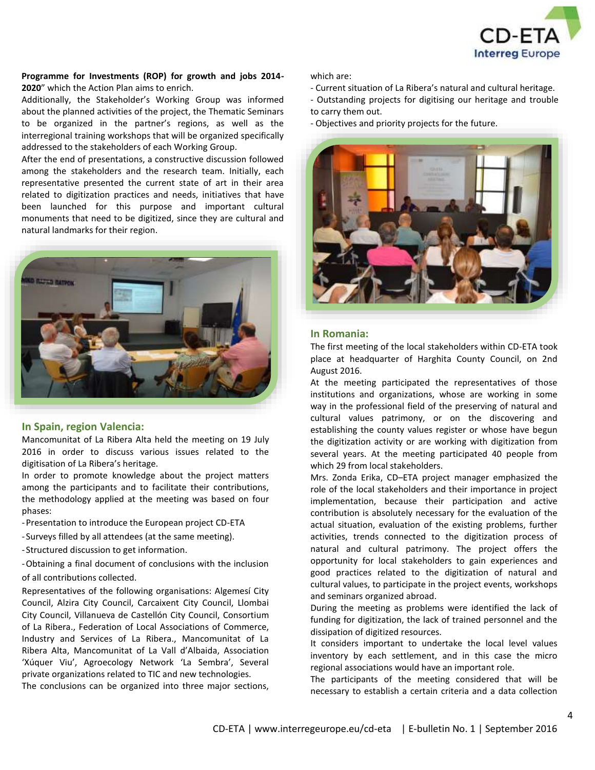**Programme for Investments (ROP) for growth and jobs 2014-2020**" which the Action Plan aims to enrich.

Additionally, the Stakeholder's Working Group was informed about the planned activities of the project, the Thematic Seminars to be organized in the partner's regions, as well as the interregional training workshops that will be organized specifically addressed to the stakeholders of each Working Group.

After the end of presentations, a constructive discussion followed among the stakeholders and the research team. Initially, each representative presented the current state of art in their area related to digitization practices and needs, initiatives that have been launched for this purpose and important cultural monuments that need to be digitized, since they are cultural and natural landmarks for their region.

## In Spain, region Valencia:

Mancomunitat of La Ribera Alta held the meeting on 19 July 2016 in order to discuss various issues related to the digitisation of La Ribera's heritage.

In order to promote knowledge about the project matters among the participants and to facilitate their contributions, the methodology applied at the meeting was based on four phases:

- Presentation to introduce the European project CD-ETA
- Surveys filled by all attendees (at the same meeting).
- Structured discussion to get information.
- Obtaining a final document of conclusions with the inclusion of all contributions collected.

Representatives of the following organisations: Algemesí City Council, Alzira City Council, Carcaixent City Council, Llombai City Council, Villanueva de Castellón City Council, Consortium of La Ribera., Federation of Local Associations of Commerce, Industry and Services of La Ribera., Mancomunitat of La Ribera Alta, Mancomunitat of La Vall d'Albaida, Association 'Xúquer Viu', Agroecology Network 'La Sembra', Several private organizations related to TIC and new technologies.

The conclusions can be organized into three major sections, which are:

- Current situation of La Ribera's natural and cultural heritage.
- Outstanding projects for digitising our heritage and trouble to carry them out.
- Objectives and priority projects for the future.

## In Romania:

The first meeting of the local stakeholders within CD-ETA took place at headquarter of Harghita County Council, on 2nd August 2016.

At the meeting participated the representatives of those institutions and organizations, whose are working in some way in the professional field of the preserving of natural and cultural values patrimony, or on the discovering and establishing the county values register or whose have begun the digitization activity or are working with digitization from several years. At the meeting participated 40 people from which 29 from local stakeholders.

Mrs. Zonda Erika, CD–ETA project manager emphasized the role of the local stakeholders and their importance in project implementation, because their participation and active contribution is absolutely necessary for the evaluation of the actual situation, evaluation of the existing problems, further activities, trends connected to the digitization process of natural and cultural patrimony. The project offers the opportunity for local stakeholders to gain experiences and good practices related to the digitization of natural and cultural values, to participate in the project events, workshops and seminars organized abroad.

During the meeting as problems were identified the lack of funding for digitization, the lack of trained personnel and the dissipation of digitized resources.

It considers important to undertake the local level values inventory by each settlement, and in this case the micro regional associations would have an important role.

The participants of the meeting considered that will be necessary to establish a certain criteria and a data collection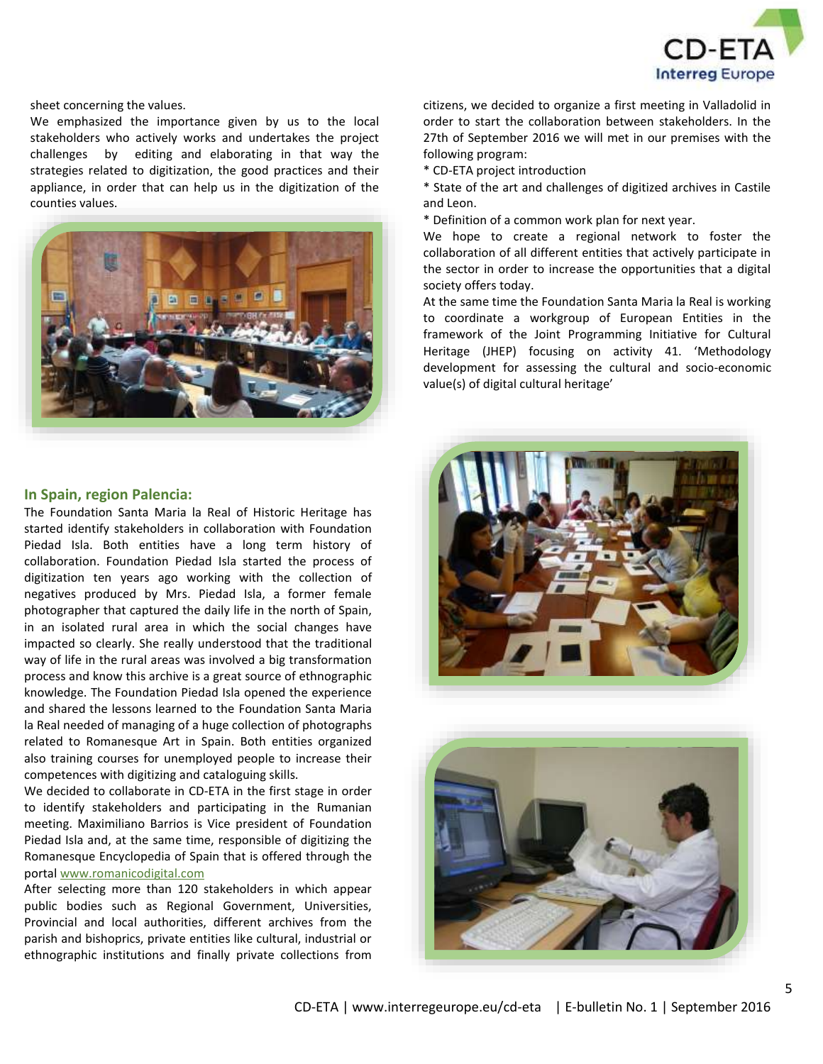sheet concerning the values.

We emphasized the importance given by us to the local stakeholders who actively works and undertakes the project challenges by editing and elaborating in that way the strategies related to digitization, the good practices and their appliance, in order that can help us in the digitization of the counties values.

### In Spain, region Palencia:

The Foundation Santa Maria la Real of Historic Heritage has started identify stakeholders in collaboration with Foundation Piedad Isla. Both entities have a long term history of collaboration. Foundation Piedad Isla started the process of digitization ten years ago working with the collection of negatives produced by Mrs. Piedad Isla, a former female photographer that captured the daily life in the north of Spain, in an isolated rural area in which the social changes have impacted so clearly. She really understood that the traditional way of life in the rural areas was involved a big transformation process and know this archive is a great source of ethnographic knowledge. The Foundation Piedad Isla opened the experience and shared the lessons learned to the Foundation Santa Maria la Real needed of managing of a huge collection of photographs related to Romanesque Art in Spain. Both entities organized also training courses for unemployed people to increase their competences with digitizing and cataloguing skills.

We decided to collaborate in CD-ETA in the first stage in order to identify stakeholders and participating in the Rumanian meeting. Maximiliano Barrios is Vice president of Foundation Piedad Isla and, at the same time, responsible of digitizing the Romanesque Encyclopedia of Spain that is offered through the portal www.romanicodigital.com

After selecting more than 120 stakeholders in which appear public bodies such as Regional Government, Universities, Provincial and local authorities, different archives from the parish and bishoprics, private entities like cultural, industrial or ethnographic institutions and finally private collections from citizens, we decided to organize a first meeting in Valladolid in order to start the collaboration between stakeholders. In the 27th of September 2016 we will met in our premises with the following program:

* CD-ETA project introduction
* State of the art and challenges of digitized archives in Castile and Leon.
* Definition of a common work plan for next year.

We hope to create a regional network to foster the collaboration of all different entities that actively participate in the sector in order to increase the opportunities that a digital society offers today.

At the same time the Foundation Santa Maria la Real is working to coordinate a workgroup of European Entities in the framework of the Joint Programming Initiative for Cultural Heritage (JHEP) focusing on activity 41. 'Methodology development for assessing the cultural and socio-economic value(s) of digital cultural heritage'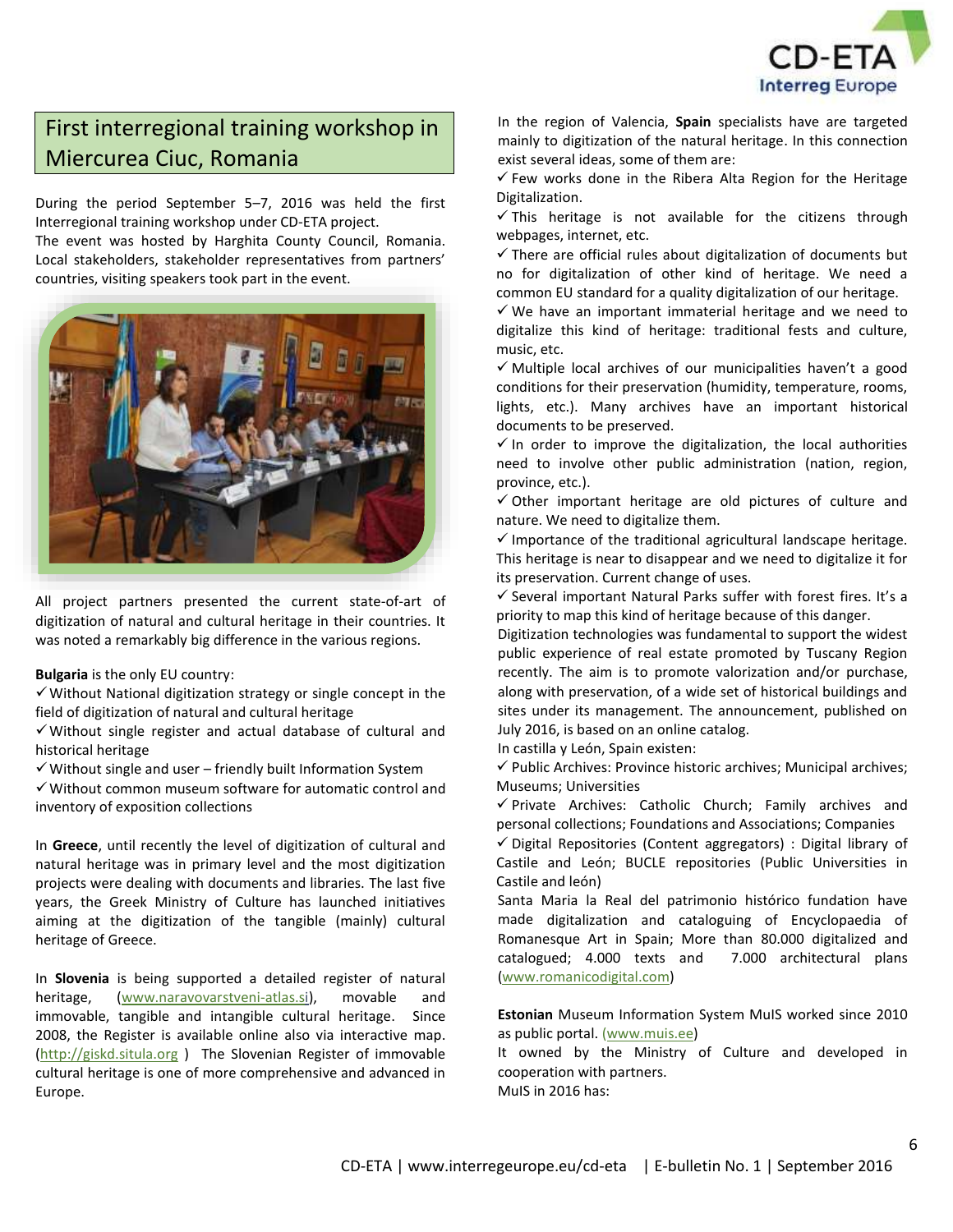## First interregional training workshop in Miercurea Ciuc, Romania

During the period September 5–7, 2016 was held the first Interregional training workshop under CD-ETA project.
The event was hosted by Harghita County Council, Romania. Local stakeholders, stakeholder representatives from partners' countries, visiting speakers took part in the event.

All project partners presented the current state-of-art of digitization of natural and cultural heritage in their countries. It was noted a remarkably big difference in the various regions.

**Bulgaria** is the only EU country:

✓ Without National digitization strategy or single concept in the field of digitization of natural and cultural heritage
✓ Without single register and actual database of cultural and historical heritage
✓ Without single and user – friendly built Information System
✓ Without common museum software for automatic control and inventory of exposition collections

In **Greece**, until recently the level of digitization of cultural and natural heritage was in primary level and the most digitization projects were dealing with documents and libraries. The last five years, the Greek Ministry of Culture has launched initiatives aiming at the digitization of the tangible (mainly) cultural heritage of Greece.

In **Slovenia** is being supported a detailed register of natural heritage, (www.naravovarstveni-atlas.si), movable and immovable, tangible and intangible cultural heritage. Since 2008, the Register is available online also via interactive map. (http://giskd.situla.org ) The Slovenian Register of immovable cultural heritage is one of more comprehensive and advanced in Europe.

In the region of Valencia, **Spain** specialists have are targeted mainly to digitization of the natural heritage. In this connection exist several ideas, some of them are:

✓ Few works done in the Ribera Alta Region for the Heritage Digitalization.
✓ This heritage is not available for the citizens through webpages, internet, etc.
✓ There are official rules about digitalization of documents but no for digitalization of other kind of heritage. We need a common EU standard for a quality digitalization of our heritage.
✓ We have an important immaterial heritage and we need to digitalize this kind of heritage: traditional fests and culture, music, etc.
✓ Multiple local archives of our municipalities haven't a good conditions for their preservation (humidity, temperature, rooms, lights, etc.). Many archives have an important historical documents to be preserved.
✓ In order to improve the digitalization, the local authorities need to involve other public administration (nation, region, province, etc.).
✓ Other important heritage are old pictures of culture and nature. We need to digitalize them.
✓ Importance of the traditional agricultural landscape heritage. This heritage is near to disappear and we need to digitalize it for its preservation. Current change of uses.
✓ Several important Natural Parks suffer with forest fires. It's a priority to map this kind of heritage because of this danger.

Digitization technologies was fundamental to support the widest public experience of real estate promoted by Tuscany Region recently. The aim is to promote valorization and/or purchase, along with preservation, of a wide set of historical buildings and sites under its management. The announcement, published on July 2016, is based on an online catalog.

In castilla y León, Spain existen:

✓ Public Archives: Province historic archives; Municipal archives; Museums; Universities
✓ Private Archives: Catholic Church; Family archives and personal collections; Foundations and Associations; Companies
✓ Digital Repositories (Content aggregators) : Digital library of Castile and León; BUCLE repositories (Public Universities in Castile and león)

Santa Maria la Real del patrimonio histórico fundation have made digitalization and cataloguing of Encyclopaedia of Romanesque Art in Spain; More than 80.000 digitalized and catalogued; 4.000 texts and 7.000 architectural plans (www.romanicodigital.com)

**Estonian** Museum Information System MuIS worked since 2010 as public portal. (www.muis.ee)
It owned by the Ministry of Culture and developed in cooperation with partners.
MuIS in 2016 has: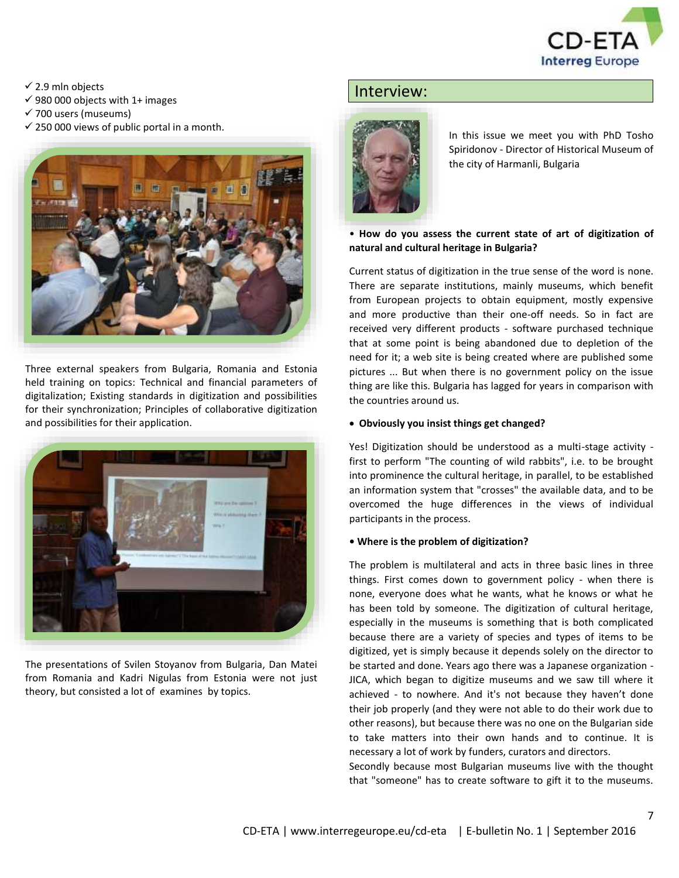- ✓ 2.9 mln objects
- ✓ 980 000 objects with 1+ images
- ✓ 700 users (museums)
- ✓ 250 000 views of public portal in a month.

Three external speakers from Bulgaria, Romania and Estonia held training on topics: Technical and financial parameters of digitalization; Existing standards in digitization and possibilities for their synchronization; Principles of collaborative digitization and possibilities for their application.

The presentations of Svilen Stoyanov from Bulgaria, Dan Matei from Romania and Kadri Nigulas from Estonia were not just theory, but consisted a lot of examines by topics.

## Interview:

In this issue we meet you with PhD Tosho Spiridonov - Director of Historical Museum of the city of Harmanli, Bulgaria

**• How do you assess the current state of art of digitization of natural and cultural heritage in Bulgaria?**

Current status of digitization in the true sense of the word is none. There are separate institutions, mainly museums, which benefit from European projects to obtain equipment, mostly expensive and more productive than their one-off needs. So in fact are received very different products - software purchased technique that at some point is being abandoned due to depletion of the need for it; a web site is being created where are published some pictures ... But when there is no government policy on the issue thing are like this. Bulgaria has lagged for years in comparison with the countries around us.

- **Obviously you insist things get changed?**

Yes! Digitization should be understood as a multi-stage activity - first to perform "The counting of wild rabbits", i.e. to be brought into prominence the cultural heritage, in parallel, to be established an information system that "crosses" the available data, and to be overcomed the huge differences in the views of individual participants in the process.

**• Where is the problem of digitization?**

The problem is multilateral and acts in three basic lines in three things. First comes down to government policy - when there is none, everyone does what he wants, what he knows or what he has been told by someone. The digitization of cultural heritage, especially in the museums is something that is both complicated because there are a variety of species and types of items to be digitized, yet is simply because it depends solely on the director to be started and done. Years ago there was a Japanese organization - JICA, which began to digitize museums and we saw till where it achieved - to nowhere. And it's not because they haven't done their job properly (and they were not able to do their work due to other reasons), but because there was no one on the Bulgarian side to take matters into their own hands and to continue. It is necessary a lot of work by funders, curators and directors.
Secondly because most Bulgarian museums live with the thought that "someone" has to create software to gift it to the museums.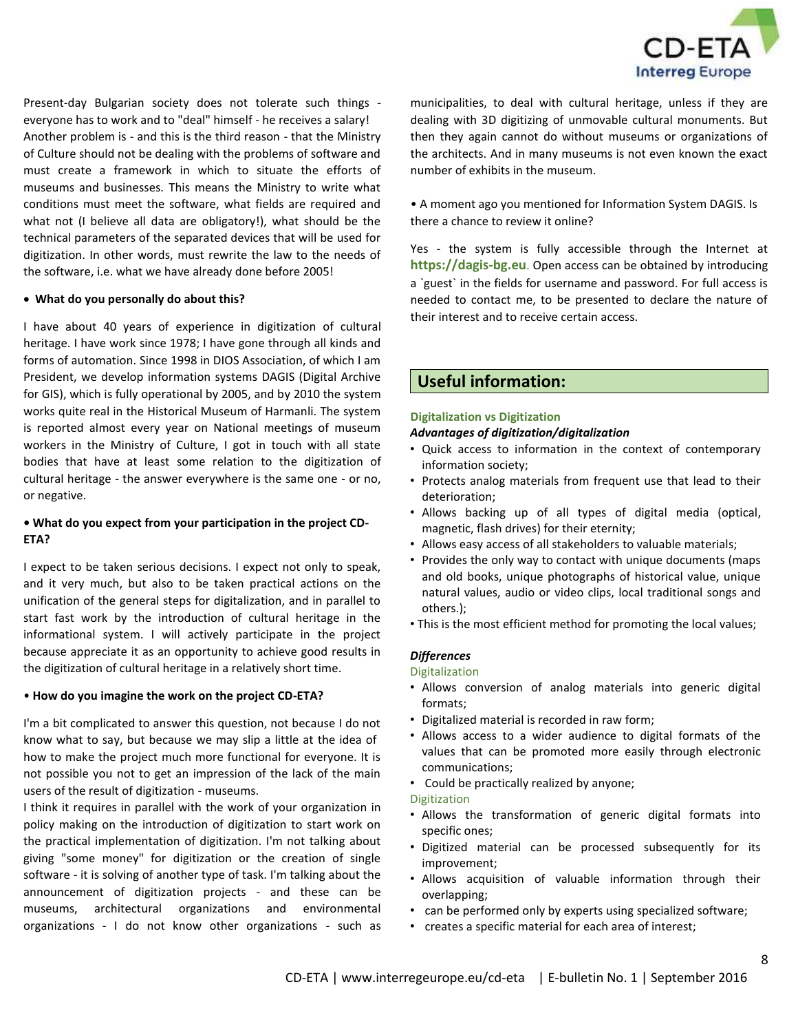Present-day Bulgarian society does not tolerate such things - everyone has to work and to "deal" himself - he receives a salary! Another problem is - and this is the third reason - that the Ministry of Culture should not be dealing with the problems of software and must create a framework in which to situate the efforts of museums and businesses. This means the Ministry to write what conditions must meet the software, what fields are required and what not (I believe all data are obligatory!), what should be the technical parameters of the separated devices that will be used for digitization. In other words, must rewrite the law to the needs of the software, i.e. what we have already done before 2005!

- **What do you personally do about this?**

I have about 40 years of experience in digitization of cultural heritage. I have work since 1978; I have gone through all kinds and forms of automation. Since 1998 in DIOS Association, of which I am President, we develop information systems DAGIS (Digital Archive for GIS), which is fully operational by 2005, and by 2010 the system works quite real in the Historical Museum of Harmanli. The system is reported almost every year on National meetings of museum workers in the Ministry of Culture, I got in touch with all state bodies that have at least some relation to the digitization of cultural heritage - the answer everywhere is the same one - or no, or negative.

**• What do you expect from your participation in the project CD-ETA?**

I expect to be taken serious decisions. I expect not only to speak, and it very much, but also to be taken practical actions on the unification of the general steps for digitalization, and in parallel to start fast work by the introduction of cultural heritage in the informational system. I will actively participate in the project because appreciate it as an opportunity to achieve good results in the digitization of cultural heritage in a relatively short time.

• **How do you imagine the work on the project CD-ETA?**

I'm a bit complicated to answer this question, not because I do not know what to say, but because we may slip a little at the idea of how to make the project much more functional for everyone. It is not possible you not to get an impression of the lack of the main users of the result of digitization - museums.

I think it requires in parallel with the work of your organization in policy making on the introduction of digitization to start work on the practical implementation of digitization. I'm not talking about giving "some money" for digitization or the creation of single software - it is solving of another type of task. I'm talking about the announcement of digitization projects - and these can be museums, architectural organizations and environmental organizations - I do not know other organizations - such as municipalities, to deal with cultural heritage, unless if they are dealing with 3D digitizing of unmovable cultural monuments. But then they again cannot do without museums or organizations of the architects. And in many museums is not even known the exact number of exhibits in the museum.

• A moment ago you mentioned for Information System DAGIS. Is there a chance to review it online?

Yes - the system is fully accessible through the Internet at **https://dagis-bg.eu**. Open access can be obtained by introducing a `guest` in the fields for username and password. For full access is needed to contact me, to be presented to declare the nature of their interest and to receive certain access.

## Useful information:

**Digitalization vs Digitization**

***Advantages of digitization/digitalization***

- Quick access to information in the context of contemporary information society;
- Protects analog materials from frequent use that lead to their deterioration;
- Allows backing up of all types of digital media (optical, magnetic, flash drives) for their eternity;
- Allows easy access of all stakeholders to valuable materials;
- Provides the only way to contact with unique documents (maps and old books, unique photographs of historical value, unique natural values, audio or video clips, local traditional songs and others.);
- This is the most efficient method for promoting the local values;

***Differences***

Digitalization

- Allows conversion of analog materials into generic digital formats;
- Digitalized material is recorded in raw form;
- Allows access to a wider audience to digital formats of the values that can be promoted more easily through electronic communications;
- Could be practically realized by anyone;

Digitization

- Allows the transformation of generic digital formats into specific ones;
- Digitized material can be processed subsequently for its improvement;
- Allows acquisition of valuable information through their overlapping;
- can be performed only by experts using specialized software;
- creates a specific material for each area of interest;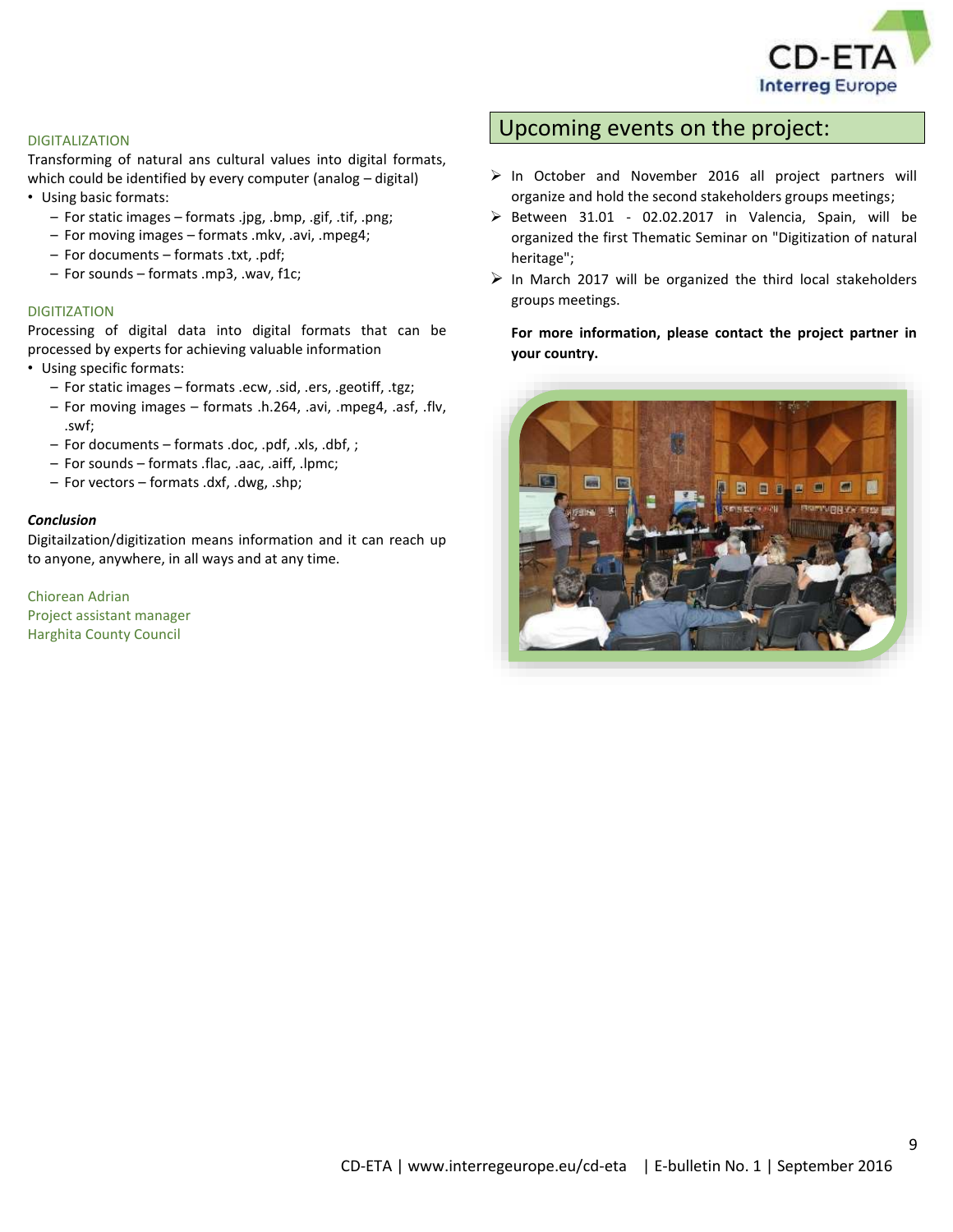DIGITALIZATION

Transforming of natural ans cultural values into digital formats, which could be identified by every computer (analog – digital)

- Using basic formats:
  - For static images – formats .jpg, .bmp, .gif, .tif, .png;
  - For moving images – formats .mkv, .avi, .mpeg4;
  - For documents – formats .txt, .pdf;
  - For sounds – formats .mp3, .wav, f1c;

DIGITIZATION

Processing of digital data into digital formats that can be processed by experts for achieving valuable information

- Using specific formats:
  - For static images – formats .ecw, .sid, .ers, .geotiff, .tgz;
  - For moving images – formats .h.264, .avi, .mpeg4, .asf, .flv, .swf;
  - For documents – formats .doc, .pdf, .xls, .dbf, ;
  - For sounds – formats .flac, .aac, .aiff, .lpmc;
  - For vectors – formats .dxf, .dwg, .shp;

***Conclusion***

Digitailzation/digitization means information and it can reach up to anyone, anywhere, in all ways and at any time.

Chiorean Adrian
Project assistant manager
Harghita County Council

## Upcoming events on the project:

- In October and November 2016 all project partners will organize and hold the second stakeholders groups meetings;
- Between 31.01 - 02.02.2017 in Valencia, Spain, will be organized the first Thematic Seminar on "Digitization of natural heritage";
- In March 2017 will be organized the third local stakeholders groups meetings.

**For more information, please contact the project partner in your country.**